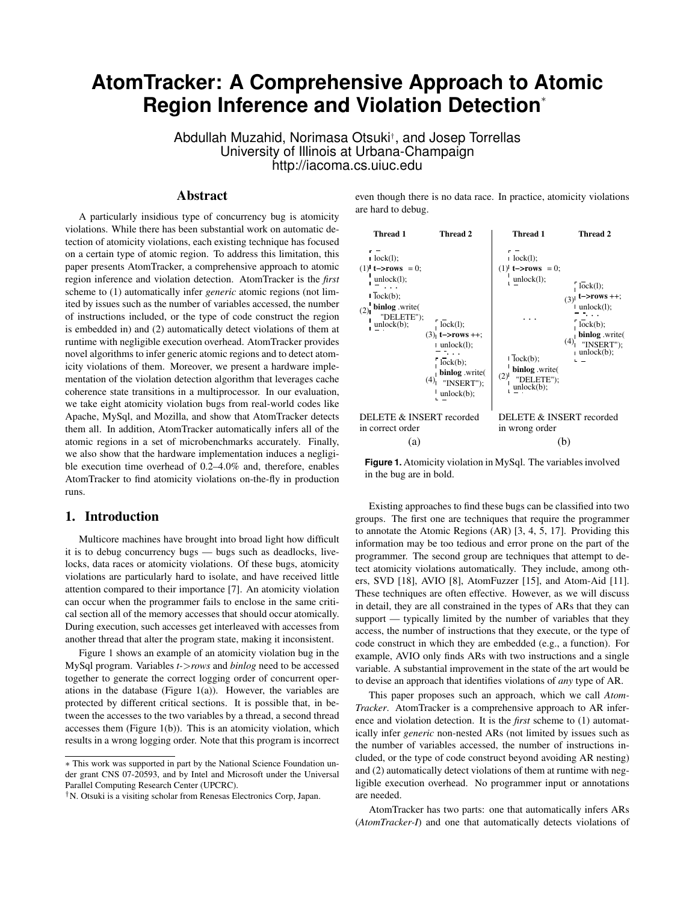# AtomTracker: A Comprehensive Approach to Atomic Region Inference and Violation Detection*

Abdullah Muzahid, Norimasa Otsuki†, and Josep Torrellas
University of Illinois at Urbana-Champaign
http://iacoma.cs.uiuc.edu

## Abstract

A particularly insidious type of concurrency bug is atomicity violations. While there has been substantial work on automatic detection of atomicity violations, each existing technique has focused on a certain type of atomic region. To address this limitation, this paper presents AtomTracker, a comprehensive approach to atomic region inference and violation detection. AtomTracker is the *first* scheme to (1) automatically infer *generic* atomic regions (not limited by issues such as the number of variables accessed, the number of instructions included, or the type of code construct the region is embedded in) and (2) automatically detect violations of them at runtime with negligible execution overhead. AtomTracker provides novel algorithms to infer generic atomic regions and to detect atomicity violations of them. Moreover, we present a hardware implementation of the violation detection algorithm that leverages cache coherence state transitions in a multiprocessor. In our evaluation, we take eight atomicity violation bugs from real-world codes like Apache, MySql, and Mozilla, and show that AtomTracker detects them all. In addition, AtomTracker automatically infers all of the atomic regions in a set of microbenchmarks accurately. Finally, we also show that the hardware implementation induces a negligible execution time overhead of 0.2–4.0% and, therefore, enables AtomTracker to find atomicity violations on-the-fly in production runs.

## 1. Introduction

Multicore machines have brought into broad light how difficult it is to debug concurrency bugs — bugs such as deadlocks, livelocks, data races or atomicity violations. Of these bugs, atomicity violations are particularly hard to isolate, and have received little attention compared to their importance [7]. An atomicity violation can occur when the programmer fails to enclose in the same critical section all of the memory accesses that should occur atomically. During execution, such accesses get interleaved with accesses from another thread that alter the program state, making it inconsistent.

Figure 1 shows an example of an atomicity violation bug in the MySql program. Variables *t->rows* and *binlog* need to be accessed together to generate the correct logging order of concurrent operations in the database (Figure 1(a)). However, the variables are protected by different critical sections. It is possible that, in between the accesses to the two variables by a thread, a second thread accesses them (Figure 1(b)). This is an atomicity violation, which results in a wrong logging order. Note that this program is incorrect even though there is no data race. In practice, atomicity violations are hard to debug.

```
(a)
Thread 1                        Thread 2
    lock(l);
(1) t->rows = 0;
    unlock(l);
    . . .
    lock(b);
(2) binlog.write(
      "DELETE");
    unlock(b);
                                    lock(l);
                                (3) t->rows ++;
                                    unlock(l);
                                    . . .
                                    lock(b);
                                    binlog.write(
                                (4)   "INSERT");
                                    unlock(b);
DELETE & INSERT recorded
in correct order

(b)
Thread 1                        Thread 2
    lock(l);
(1) t->rows = 0;
    unlock(l);
                                    lock(l);
                                (3) t->rows ++;
                                    unlock(l);
    . . .                           . . .
                                    lock(b);
                                    binlog.write(
                                (4)   "INSERT");
                                    unlock(b);
    lock(b);
    binlog.write(
(2)   "DELETE");
    unlock(b);
DELETE & INSERT recorded
in wrong order
```

**Figure 1.** Atomicity violation in MySql. The variables involved in the bug are in bold.

Existing approaches to find these bugs can be classified into two groups. The first one are techniques that require the programmer to annotate the Atomic Regions (AR) [3, 4, 5, 17]. Providing this information may be too tedious and error prone on the part of the programmer. The second group are techniques that attempt to detect atomicity violations automatically. They include, among others, SVD [18], AVIO [8], AtomFuzzer [15], and Atom-Aid [11]. These techniques are often effective. However, as we will discuss in detail, they are all constrained in the types of ARs that they can support — typically limited by the number of variables that they access, the number of instructions that they execute, or the type of code construct in which they are embedded (e.g., a function). For example, AVIO only finds ARs with two instructions and a single variable. A substantial improvement in the state of the art would be to devise an approach that identifies violations of *any* type of AR.

This paper proposes such an approach, which we call *AtomTracker*. AtomTracker is a comprehensive approach to AR inference and violation detection. It is the *first* scheme to (1) automatically infer *generic* non-nested ARs (not limited by issues such as the number of variables accessed, the number of instructions included, or the type of code construct beyond avoiding AR nesting) and (2) automatically detect violations of them at runtime with negligible execution overhead. No programmer input or annotations are needed.

AtomTracker has two parts: one that automatically infers ARs (*AtomTracker-I*) and one that automatically detects violations of

---

* This work was supported in part by the National Science Foundation under grant CNS 07-20593, and by Intel and Microsoft under the Universal Parallel Computing Research Center (UPCRC).

† N. Otsuki is a visiting scholar from Renesas Electronics Corp, Japan.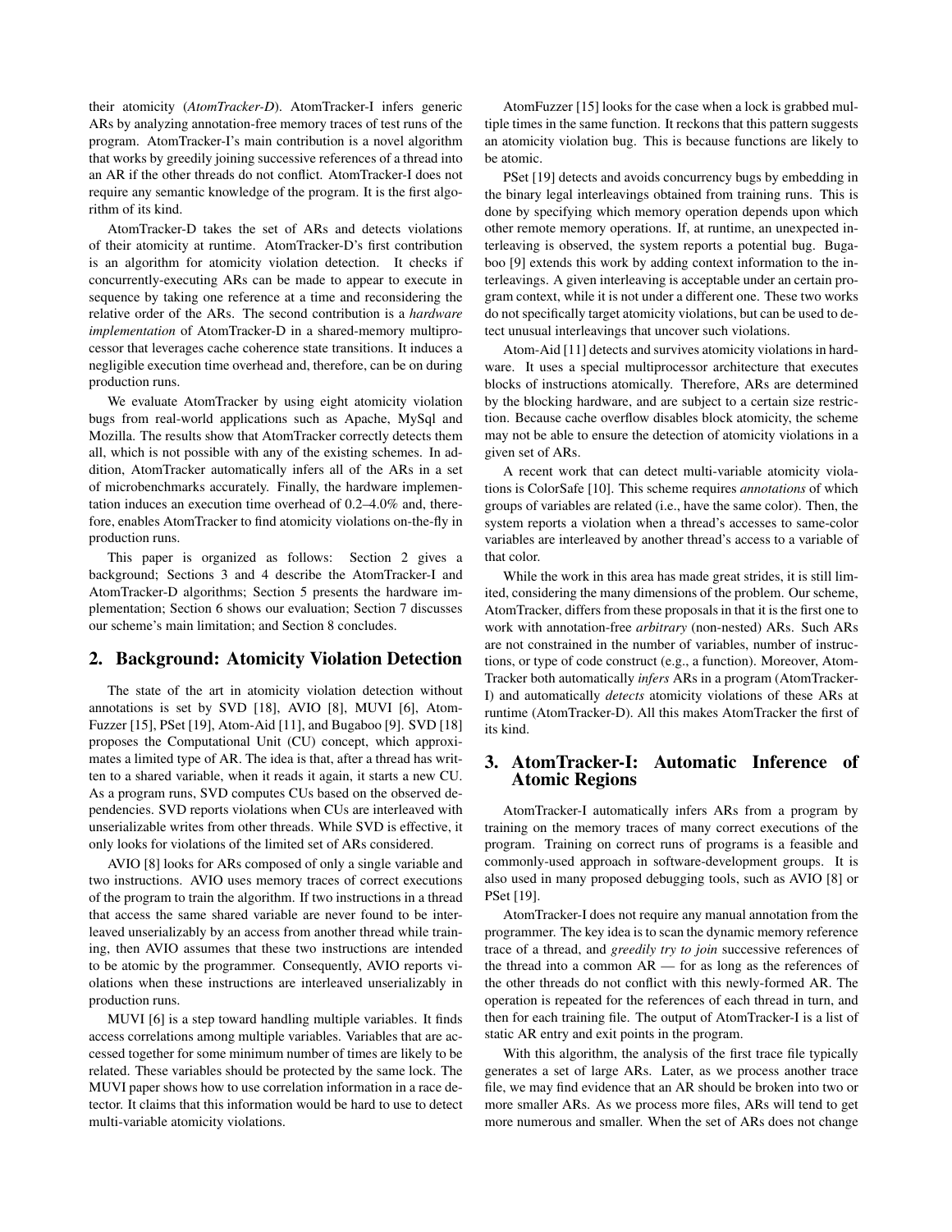their atomicity (*AtomTracker-D*). AtomTracker-I infers generic ARs by analyzing annotation-free memory traces of test runs of the program. AtomTracker-I's main contribution is a novel algorithm that works by greedily joining successive references of a thread into an AR if the other threads do not conflict. AtomTracker-I does not require any semantic knowledge of the program. It is the first algorithm of its kind.

AtomTracker-D takes the set of ARs and detects violations of their atomicity at runtime. AtomTracker-D's first contribution is an algorithm for atomicity violation detection. It checks if concurrently-executing ARs can be made to appear to execute in sequence by taking one reference at a time and reconsidering the relative order of the ARs. The second contribution is a *hardware implementation* of AtomTracker-D in a shared-memory multiprocessor that leverages cache coherence state transitions. It induces a negligible execution time overhead and, therefore, can be on during production runs.

We evaluate AtomTracker by using eight atomicity violation bugs from real-world applications such as Apache, MySql and Mozilla. The results show that AtomTracker correctly detects them all, which is not possible with any of the existing schemes. In addition, AtomTracker automatically infers all of the ARs in a set of microbenchmarks accurately. Finally, the hardware implementation induces an execution time overhead of 0.2–4.0% and, therefore, enables AtomTracker to find atomicity violations on-the-fly in production runs.

This paper is organized as follows: Section 2 gives a background; Sections 3 and 4 describe the AtomTracker-I and AtomTracker-D algorithms; Section 5 presents the hardware implementation; Section 6 shows our evaluation; Section 7 discusses our scheme's main limitation; and Section 8 concludes.

## 2. Background: Atomicity Violation Detection

The state of the art in atomicity violation detection without annotations is set by SVD [18], AVIO [8], MUVI [6], AtomFuzzer [15], PSet [19], Atom-Aid [11], and Bugaboo [9]. SVD [18] proposes the Computational Unit (CU) concept, which approximates a limited type of AR. The idea is that, after a thread has written to a shared variable, when it reads it again, it starts a new CU. As a program runs, SVD computes CUs based on the observed dependencies. SVD reports violations when CUs are interleaved with unserializable writes from other threads. While SVD is effective, it only looks for violations of the limited set of ARs considered.

AVIO [8] looks for ARs composed of only a single variable and two instructions. AVIO uses memory traces of correct executions of the program to train the algorithm. If two instructions in a thread that access the same shared variable are never found to be interleaved unserializably by an access from another thread while training, then AVIO assumes that these two instructions are intended to be atomic by the programmer. Consequently, AVIO reports violations when these instructions are interleaved unserializably in production runs.

MUVI [6] is a step toward handling multiple variables. It finds access correlations among multiple variables. Variables that are accessed together for some minimum number of times are likely to be related. These variables should be protected by the same lock. The MUVI paper shows how to use correlation information in a race detector. It claims that this information would be hard to use to detect multi-variable atomicity violations.

AtomFuzzer [15] looks for the case when a lock is grabbed multiple times in the same function. It reckons that this pattern suggests an atomicity violation bug. This is because functions are likely to be atomic.

PSet [19] detects and avoids concurrency bugs by embedding in the binary legal interleavings obtained from training runs. This is done by specifying which memory operation depends upon which other remote memory operations. If, at runtime, an unexpected interleaving is observed, the system reports a potential bug. Bugaboo [9] extends this work by adding context information to the interleavings. A given interleaving is acceptable under an certain program context, while it is not under a different one. These two works do not specifically target atomicity violations, but can be used to detect unusual interleavings that uncover such violations.

Atom-Aid [11] detects and survives atomicity violations in hardware. It uses a special multiprocessor architecture that executes blocks of instructions atomically. Therefore, ARs are determined by the blocking hardware, and are subject to a certain size restriction. Because cache overflow disables block atomicity, the scheme may not be able to ensure the detection of atomicity violations in a given set of ARs.

A recent work that can detect multi-variable atomicity violations is ColorSafe [10]. This scheme requires *annotations* of which groups of variables are related (i.e., have the same color). Then, the system reports a violation when a thread's accesses to same-color variables are interleaved by another thread's access to a variable of that color.

While the work in this area has made great strides, it is still limited, considering the many dimensions of the problem. Our scheme, AtomTracker, differs from these proposals in that it is the first one to work with annotation-free *arbitrary* (non-nested) ARs. Such ARs are not constrained in the number of variables, number of instructions, or type of code construct (e.g., a function). Moreover, AtomTracker both automatically *infers* ARs in a program (AtomTracker-I) and automatically *detects* atomicity violations of these ARs at runtime (AtomTracker-D). All this makes AtomTracker the first of its kind.

## 3. AtomTracker-I: Automatic Inference of Atomic Regions

AtomTracker-I automatically infers ARs from a program by training on the memory traces of many correct executions of the program. Training on correct runs of programs is a feasible and commonly-used approach in software-development groups. It is also used in many proposed debugging tools, such as AVIO [8] or PSet [19].

AtomTracker-I does not require any manual annotation from the programmer. The key idea is to scan the dynamic memory reference trace of a thread, and *greedily try to join* successive references of the thread into a common AR — for as long as the references of the other threads do not conflict with this newly-formed AR. The operation is repeated for the references of each thread in turn, and then for each training file. The output of AtomTracker-I is a list of static AR entry and exit points in the program.

With this algorithm, the analysis of the first trace file typically generates a set of large ARs. Later, as we process another trace file, we may find evidence that an AR should be broken into two or more smaller ARs. As we process more files, ARs will tend to get more numerous and smaller. When the set of ARs does not change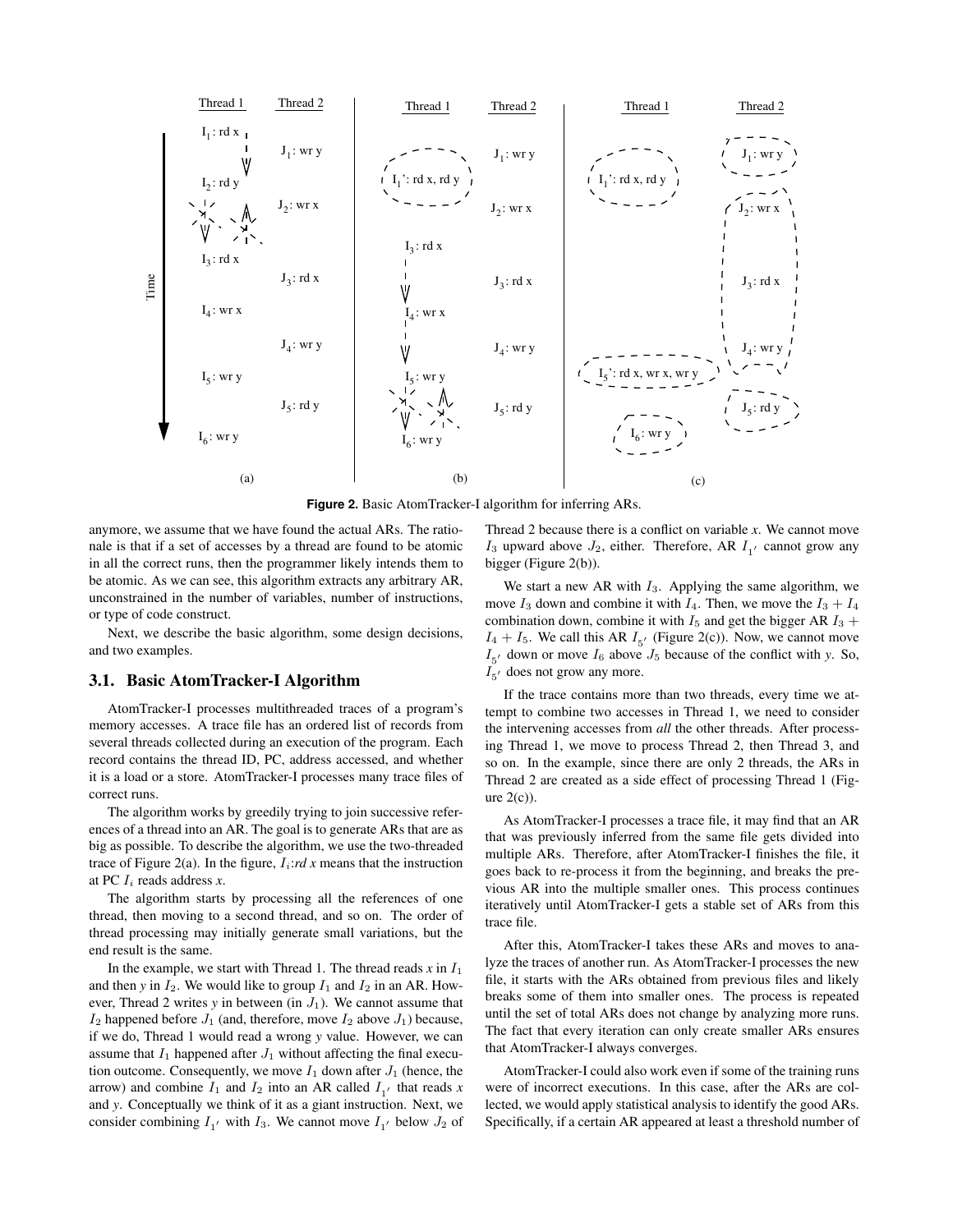Figure 2. Basic AtomTracker-I algorithm for inferring ARs.

anymore, we assume that we have found the actual ARs. The rationale is that if a set of accesses by a thread are found to be atomic in all the correct runs, then the programmer likely intends them to be atomic. As we can see, this algorithm extracts any arbitrary AR, unconstrained in the number of variables, number of instructions, or type of code construct.

Next, we describe the basic algorithm, some design decisions, and two examples.

## 3.1. Basic AtomTracker-I Algorithm

AtomTracker-I processes multithreaded traces of a program's memory accesses. A trace file has an ordered list of records from several threads collected during an execution of the program. Each record contains the thread ID, PC, address accessed, and whether it is a load or a store. AtomTracker-I processes many trace files of correct runs.

The algorithm works by greedily trying to join successive references of a thread into an AR. The goal is to generate ARs that are as big as possible. To describe the algorithm, we use the two-threaded trace of Figure 2(a). In the figure, $I_i$:*rd x* means that the instruction at PC $I_i$ reads address *x*.

The algorithm starts by processing all the references of one thread, then moving to a second thread, and so on. The order of thread processing may initially generate small variations, but the end result is the same.

In the example, we start with Thread 1. The thread reads *x* in $I_1$ and then *y* in $I_2$. We would like to group $I_1$ and $I_2$ in an AR. However, Thread 2 writes *y* in between (in $J_1$). We cannot assume that $I_2$ happened before $J_1$ (and, therefore, move $I_2$ above $J_1$) because, if we do, Thread 1 would read a wrong *y* value. However, we can assume that $I_1$ happened after $J_1$ without affecting the final execution outcome. Consequently, we move $I_1$ down after $J_1$ (hence, the arrow) and combine $I_1$ and $I_2$ into an AR called $I_{1'}$ that reads *x* and *y*. Conceptually we think of it as a giant instruction. Next, we consider combining $I_{1'}$ with $I_3$. We cannot move $I_{1'}$ below $J_2$ of Thread 2 because there is a conflict on variable *x*. We cannot move $I_3$ upward above $J_2$, either. Therefore, AR $I_{1'}$ cannot grow any bigger (Figure 2(b)).

We start a new AR with $I_3$. Applying the same algorithm, we move $I_3$ down and combine it with $I_4$. Then, we move the $I_3 + I_4$ combination down, combine it with $I_5$ and get the bigger AR $I_3 + I_4 + I_5$. We call this AR $I_{5'}$ (Figure 2(c)). Now, we cannot move $I_{5'}$ down or move $I_6$ above $J_5$ because of the conflict with *y*. So, $I_{5'}$ does not grow any more.

If the trace contains more than two threads, every time we attempt to combine two accesses in Thread 1, we need to consider the intervening accesses from *all* the other threads. After processing Thread 1, we move to process Thread 2, then Thread 3, and so on. In the example, since there are only 2 threads, the ARs in Thread 2 are created as a side effect of processing Thread 1 (Figure 2(c)).

As AtomTracker-I processes a trace file, it may find that an AR that was previously inferred from the same file gets divided into multiple ARs. Therefore, after AtomTracker-I finishes the file, it goes back to re-process it from the beginning, and breaks the previous AR into the multiple smaller ones. This process continues iteratively until AtomTracker-I gets a stable set of ARs from this trace file.

After this, AtomTracker-I takes these ARs and moves to analyze the traces of another run. As AtomTracker-I processes the new file, it starts with the ARs obtained from previous files and likely breaks some of them into smaller ones. The process is repeated until the set of total ARs does not change by analyzing more runs. The fact that every iteration can only create smaller ARs ensures that AtomTracker-I always converges.

AtomTracker-I could also work even if some of the training runs were of incorrect executions. In this case, after the ARs are collected, we would apply statistical analysis to identify the good ARs. Specifically, if a certain AR appeared at least a threshold number of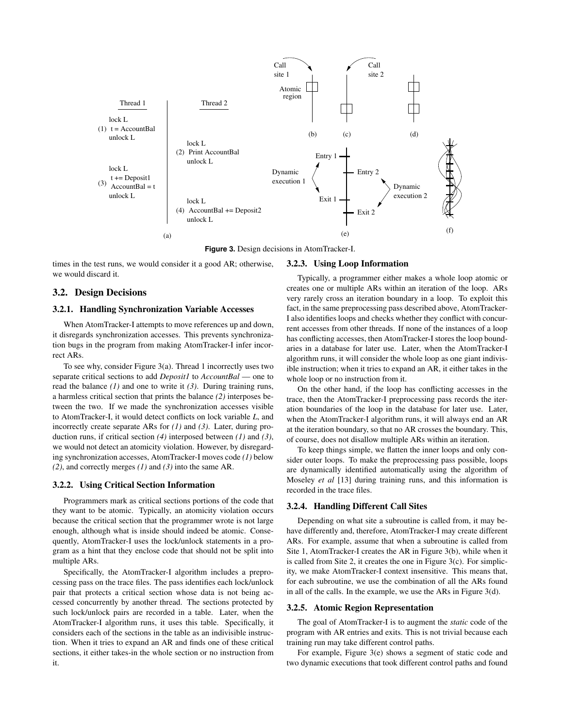**Figure 3.** Design decisions in AtomTracker-I.

times in the test runs, we would consider it a good AR; otherwise, we would discard it.

## 3.2. Design Decisions

### 3.2.1. Handling Synchronization Variable Accesses

When AtomTracker-I attempts to move references up and down, it disregards synchronization accesses. This prevents synchronization bugs in the program from making AtomTracker-I infer incorrect ARs.

To see why, consider Figure 3(a). Thread 1 incorrectly uses two separate critical sections to add *Deposit1* to *AccountBal* — one to read the balance *(1)* and one to write it *(3)*. During training runs, a harmless critical section that prints the balance *(2)* interposes between the two. If we made the synchronization accesses visible to AtomTracker-I, it would detect conflicts on lock variable *L*, and incorrectly create separate ARs for *(1)* and *(3)*. Later, during production runs, if critical section *(4)* interposed between *(1)* and *(3)*, we would not detect an atomicity violation. However, by disregarding synchronization accesses, AtomTracker-I moves code *(1)* below *(2)*, and correctly merges *(1)* and *(3)* into the same AR.

### 3.2.2. Using Critical Section Information

Programmers mark as critical sections portions of the code that they want to be atomic. Typically, an atomicity violation occurs because the critical section that the programmer wrote is not large enough, although what is inside should indeed be atomic. Consequently, AtomTracker-I uses the lock/unlock statements in a program as a hint that they enclose code that should not be split into multiple ARs.

Specifically, the AtomTracker-I algorithm includes a preprocessing pass on the trace files. The pass identifies each lock/unlock pair that protects a critical section whose data is not being accessed concurrently by another thread. The sections protected by such lock/unlock pairs are recorded in a table. Later, when the AtomTracker-I algorithm runs, it uses this table. Specifically, it considers each of the sections in the table as an indivisible instruction. When it tries to expand an AR and finds one of these critical sections, it either takes-in the whole section or no instruction from it.

### 3.2.3. Using Loop Information

Typically, a programmer either makes a whole loop atomic or creates one or multiple ARs within an iteration of the loop. ARs very rarely cross an iteration boundary in a loop. To exploit this fact, in the same preprocessing pass described above, AtomTracker-I also identifies loops and checks whether they conflict with concurrent accesses from other threads. If none of the instances of a loop has conflicting accesses, then AtomTracker-I stores the loop boundaries in a database for later use. Later, when the AtomTracker-I algorithm runs, it will consider the whole loop as one giant indivisible instruction; when it tries to expand an AR, it either takes in the whole loop or no instruction from it.

On the other hand, if the loop has conflicting accesses in the trace, then the AtomTracker-I preprocessing pass records the iteration boundaries of the loop in the database for later use. Later, when the AtomTracker-I algorithm runs, it will always end an AR at the iteration boundary, so that no AR crosses the boundary. This, of course, does not disallow multiple ARs within an iteration.

To keep things simple, we flatten the inner loops and only consider outer loops. To make the preprocessing pass possible, loops are dynamically identified automatically using the algorithm of Moseley *et al* [13] during training runs, and this information is recorded in the trace files.

### 3.2.4. Handling Different Call Sites

Depending on what site a subroutine is called from, it may behave differently and, therefore, AtomTracker-I may create different ARs. For example, assume that when a subroutine is called from Site 1, AtomTracker-I creates the AR in Figure 3(b), while when it is called from Site 2, it creates the one in Figure 3(c). For simplicity, we make AtomTracker-I context insensitive. This means that, for each subroutine, we use the combination of all the ARs found in all of the calls. In the example, we use the ARs in Figure 3(d).

### 3.2.5. Atomic Region Representation

The goal of AtomTracker-I is to augment the *static* code of the program with AR entries and exits. This is not trivial because each training run may take different control paths.

For example, Figure 3(e) shows a segment of static code and two dynamic executions that took different control paths and found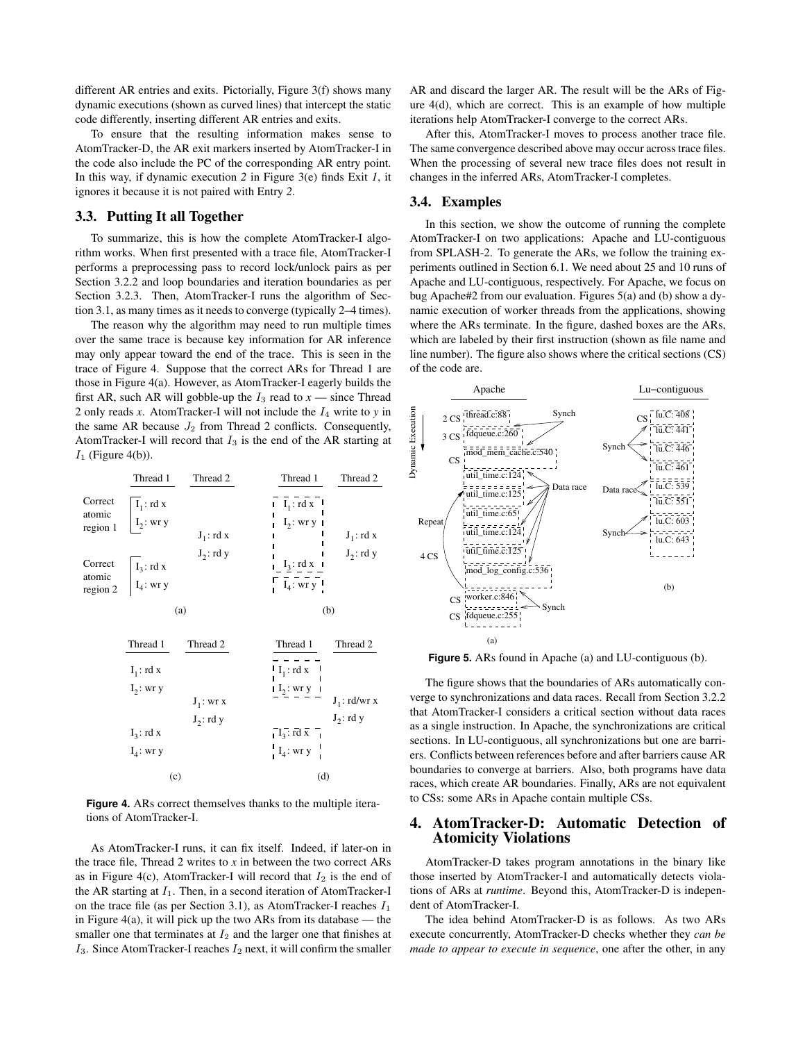different AR entries and exits. Pictorially, Figure 3(f) shows many dynamic executions (shown as curved lines) that intercept the static code differently, inserting different AR entries and exits.

To ensure that the resulting information makes sense to AtomTracker-D, the AR exit markers inserted by AtomTracker-I in the code also include the PC of the corresponding AR entry point. In this way, if dynamic execution *2* in Figure 3(e) finds Exit *1*, it ignores it because it is not paired with Entry *2*.

### 3.3. Putting It all Together

To summarize, this is how the complete AtomTracker-I algorithm works. When first presented with a trace file, AtomTracker-I performs a preprocessing pass to record lock/unlock pairs as per Section 3.2.2 and loop boundaries and iteration boundaries as per Section 3.2.3. Then, AtomTracker-I runs the algorithm of Section 3.1, as many times as it needs to converge (typically 2–4 times).

The reason why the algorithm may need to run multiple times over the same trace is because key information for AR inference may only appear toward the end of the trace. This is seen in the trace of Figure 4. Suppose that the correct ARs for Thread 1 are those in Figure 4(a). However, as AtomTracker-I eagerly builds the first AR, such AR will gobble-up the $I_3$ read to $x$ — since Thread 2 only reads $x$. AtomTracker-I will not include the $I_4$ write to $y$ in the same AR because $J_2$ from Thread 2 conflicts. Consequently, AtomTracker-I will record that $I_3$ is the end of the AR starting at $I_1$ (Figure 4(b)).

Figure 4. ARs correct themselves thanks to the multiple iterations of AtomTracker-I.

As AtomTracker-I runs, it can fix itself. Indeed, if later-on in the trace file, Thread 2 writes to $x$ in between the two correct ARs as in Figure 4(c), AtomTracker-I will record that $I_2$ is the end of the AR starting at $I_1$. Then, in a second iteration of AtomTracker-I on the trace file (as per Section 3.1), as AtomTracker-I reaches $I_1$ in Figure 4(a), it will pick up the two ARs from its database — the smaller one that terminates at $I_2$ and the larger one that finishes at $I_3$. Since AtomTracker-I reaches $I_2$ next, it will confirm the smaller AR and discard the larger AR. The result will be the ARs of Figure 4(d), which are correct. This is an example of how multiple iterations help AtomTracker-I converge to the correct ARs.

After this, AtomTracker-I moves to process another trace file. The same convergence described above may occur across trace files. When the processing of several new trace files does not result in changes in the inferred ARs, AtomTracker-I completes.

### 3.4. Examples

In this section, we show the outcome of running the complete AtomTracker-I on two applications: Apache and LU-contiguous from SPLASH-2. To generate the ARs, we follow the training experiments outlined in Section 6.1. We need about 25 and 10 runs of Apache and LU-contiguous, respectively. For Apache, we focus on bug Apache#2 from our evaluation. Figures 5(a) and (b) show a dynamic execution of worker threads from the applications, showing where the ARs terminate. In the figure, dashed boxes are the ARs, which are labeled by their first instruction (shown as file name and line number). The figure also shows where the critical sections (CS) of the code are.

Figure 5. ARs found in Apache (a) and LU-contiguous (b).

The figure shows that the boundaries of ARs automatically converge to synchronizations and data races. Recall from Section 3.2.2 that AtomTracker-I considers a critical section without data races as a single instruction. In Apache, the synchronizations are critical sections. In LU-contiguous, all synchronizations but one are barriers. Conflicts between references before and after barriers cause AR boundaries to converge at barriers. Also, both programs have data races, which create AR boundaries. Finally, ARs are not equivalent to CSs: some ARs in Apache contain multiple CSs.

## 4. AtomTracker-D: Automatic Detection of Atomicity Violations

AtomTracker-D takes program annotations in the binary like those inserted by AtomTracker-I and automatically detects violations of ARs at *runtime*. Beyond this, AtomTracker-D is independent of AtomTracker-I.

The idea behind AtomTracker-D is as follows. As two ARs execute concurrently, AtomTracker-D checks whether they *can be made to appear to execute in sequence*, one after the other, in any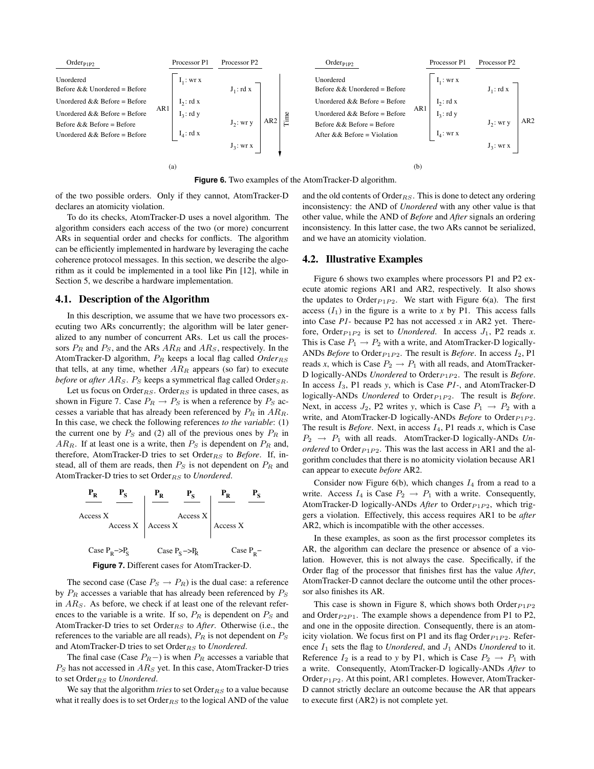| $Order_{P1P2}$ | Processor P1 | Processor P2 |
|---|---|---|
| Unordered | $I_1$ : wr x | |
| Before && Unordered = Before | | $J_1$ : rd x |
| Unordered && Before = Before | $I_2$ : rd x | |
| Unordered && Before = Before | $I_3$ : rd y | |
| Before && Before = Before | | $J_2$ : wr y |
| Unordered && Before = Before | $I_4$ : rd x | |
| | | $J_3$ : wr x |

(a) — P1's accesses form AR1; P2's accesses form AR2; time flows downward.

| $Order_{P1P2}$ | Processor P1 | Processor P2 |
|---|---|---|
| Unordered | $I_1$ : wr x | |
| Before && Unordered = Before | | $J_1$ : rd x |
| Unordered && Before = Before | $I_2$ : rd x | |
| Unordered && Before = Before | $I_3$ : rd y | |
| Before && Before = Before | | $J_2$ : wr y |
| After && Before = Violation | $I_4$ : wr x | |
| | | $J_3$ : wr x |

(b) — P1's accesses form AR1; P2's accesses form AR2.

**Figure 6.** Two examples of the AtomTracker-D algorithm.

of the two possible orders. Only if they cannot, AtomTracker-D declares an atomicity violation.

To do its checks, AtomTracker-D uses a novel algorithm. The algorithm considers each access of the two (or more) concurrent ARs in sequential order and checks for conflicts. The algorithm can be efficiently implemented in hardware by leveraging the cache coherence protocol messages. In this section, we describe the algorithm as it could be implemented in a tool like Pin [12], while in Section 5, we describe a hardware implementation.

### 4.1. Description of the Algorithm

In this description, we assume that we have two processors executing two ARs concurrently; the algorithm will be later generalized to any number of concurrent ARs. Let us call the processors $P_R$ and $P_S$, and the ARs $AR_R$ and $AR_S$, respectively. In the AtomTracker-D algorithm, $P_R$ keeps a local flag called *Order*$_{RS}$ that tells, at any time, whether $AR_R$ appears (so far) to execute *before* or *after* $AR_S$. $P_S$ keeps a symmetrical flag called $Order_{SR}$.

Let us focus on $Order_{RS}$. $Order_{RS}$ is updated in three cases, as shown in Figure 7. Case $P_R \rightarrow P_S$ is when a reference by $P_S$ accesses a variable that has already been referenced by $P_R$ in $AR_R$. In this case, we check the following references *to the variable*: (1) the current one by $P_S$ and (2) all of the previous ones by $P_R$ in $AR_R$. If at least one is a write, then $P_S$ is dependent on $P_R$ and, therefore, AtomTracker-D tries to set $Order_{RS}$ to *Before*. If, instead, all of them are reads, then $P_S$ is not dependent on $P_R$ and AtomTracker-D tries to set $Order_{RS}$ to *Unordered*.

| $P_R$ | $P_S$ | $P_R$ | $P_S$ | $P_R$ | $P_S$ |
|---|---|---|---|---|---|
| Access X | | | Access X | | |
| | Access X | Access X | | Access X | |
| Case $P_R$->$P_S$ | | Case $P_S$->$P_R$ | | Case $P_R$– | |

**Figure 7.** Different cases for AtomTracker-D.

The second case (Case $P_S \rightarrow P_R$) is the dual case: a reference by $P_R$ accesses a variable that has already been referenced by $P_S$ in $AR_S$. As before, we check if at least one of the relevant references to the variable is a write. If so, $P_R$ is dependent on $P_S$ and AtomTracker-D tries to set $Order_{RS}$ to *After*. Otherwise (i.e., the references to the variable are all reads), $P_R$ is not dependent on $P_S$ and AtomTracker-D tries to set $Order_{RS}$ to *Unordered*.

The final case (Case $P_R-$) is when $P_R$ accesses a variable that $P_S$ has not accessed in $AR_S$ yet. In this case, AtomTracker-D tries to set $Order_{RS}$ to *Unordered*.

We say that the algorithm *tries* to set $Order_{RS}$ to a value because what it really does is to set $Order_{RS}$ to the logical AND of the value and the old contents of $Order_{RS}$. This is done to detect any ordering inconsistency: the AND of *Unordered* with any other value is that other value, while the AND of *Before* and *After* signals an ordering inconsistency. In this latter case, the two ARs cannot be serialized, and we have an atomicity violation.

### 4.2. Illustrative Examples

Figure 6 shows two examples where processors P1 and P2 execute atomic regions AR1 and AR2, respectively. It also shows the updates to $Order_{P1P2}$. We start with Figure 6(a). The first access ($I_1$) in the figure is a write to *x* by P1. This access falls into Case *P1-* because P2 has not accessed *x* in AR2 yet. Therefore, $Order_{P1P2}$ is set to *Unordered*. In access $J_1$, P2 reads *x*. This is Case $P_1 \rightarrow P_2$ with a write, and AtomTracker-D logically-ANDs *Before* to $Order_{P1P2}$. The result is *Before*. In access $I_2$, P1 reads *x*, which is Case $P_2 \rightarrow P_1$ with all reads, and AtomTracker-D logically-ANDs *Unordered* to $Order_{P1P2}$. The result is *Before*. In access $I_3$, P1 reads *y*, which is Case *P1-*, and AtomTracker-D logically-ANDs *Unordered* to $Order_{P1P2}$. The result is *Before*. Next, in access $J_2$, P2 writes *y*, which is Case $P_1 \rightarrow P_2$ with a write, and AtomTracker-D logically-ANDs *Before* to $Order_{P1P2}$. The result is *Before*. Next, in access $I_4$, P1 reads *x*, which is Case $P_2 \rightarrow P_1$ with all reads. AtomTracker-D logically-ANDs *Unordered* to $Order_{P1P2}$. This was the last access in AR1 and the algorithm concludes that there is no atomicity violation because AR1 can appear to execute *before* AR2.

Consider now Figure 6(b), which changes $I_4$ from a read to a write. Access $I_4$ is Case $P_2 \rightarrow P_1$ with a write. Consequently, AtomTracker-D logically-ANDs *After* to $Order_{P1P2}$, which triggers a violation. Effectively, this access requires AR1 to be *after* AR2, which is incompatible with the other accesses.

In these examples, as soon as the first processor completes its AR, the algorithm can declare the presence or absence of a violation. However, this is not always the case. Specifically, if the Order flag of the processor that finishes first has the value *After*, AtomTracker-D cannot declare the outcome until the other processor also finishes its AR.

This case is shown in Figure 8, which shows both $Order_{P1P2}$ and $Order_{P2P1}$. The example shows a dependence from P1 to P2, and one in the opposite direction. Consequently, there is an atomicity violation. We focus first on P1 and its flag $Order_{P1P2}$. Reference $I_1$ sets the flag to *Unordered*, and $J_1$ ANDs *Unordered* to it. Reference $I_2$ is a read to *y* by P1, which is Case $P_2 \rightarrow P_1$ with a write. Consequently, AtomTracker-D logically-ANDs *After* to $Order_{P1P2}$. At this point, AR1 completes. However, AtomTracker-D cannot strictly declare an outcome because the AR that appears to execute first (AR2) is not complete yet.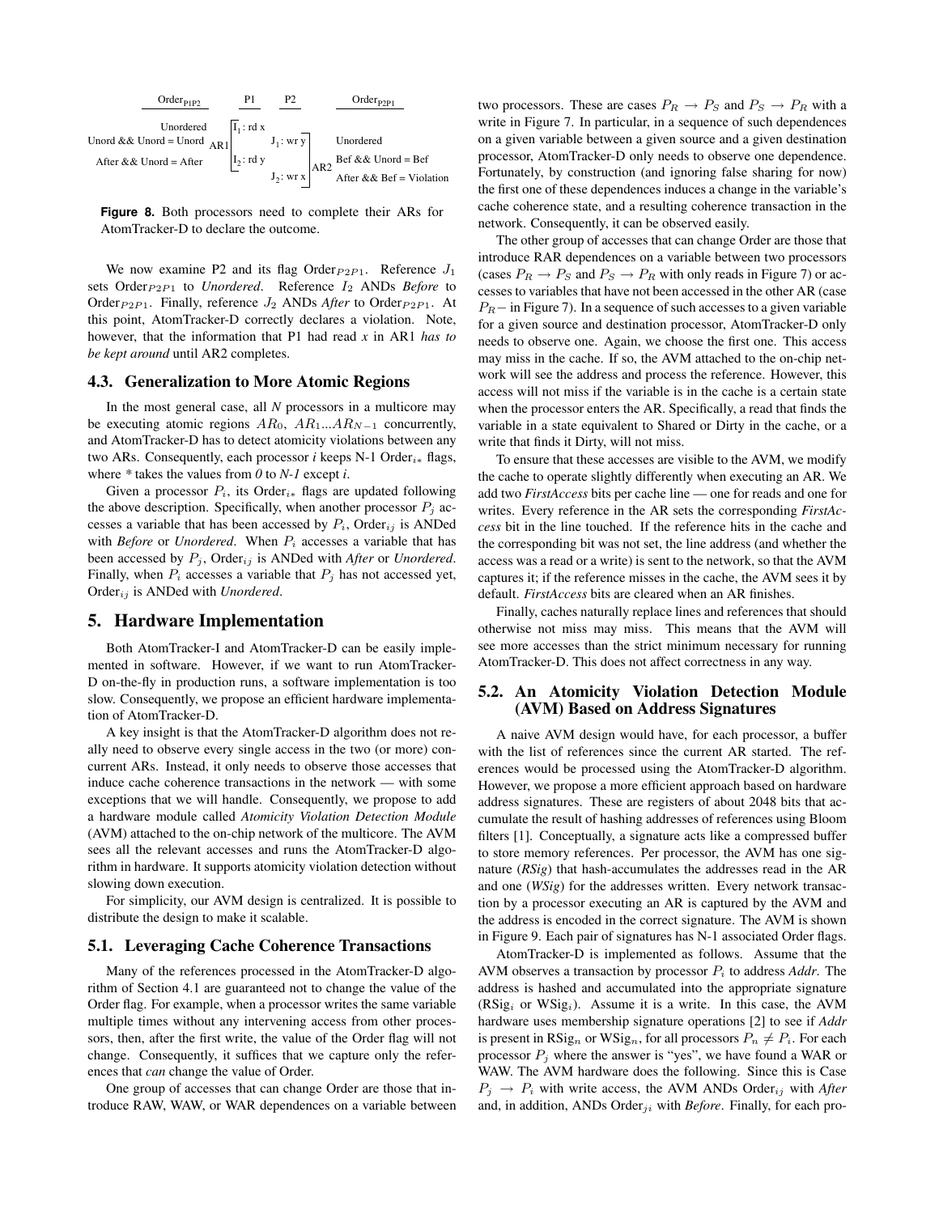Order$_{P1P2}$ | P1 | P2 | Order$_{P2P1}$

Unordered

Unord && Unord = Unord

After && Unord = After

AR1: $I_1$: rd x, $I_2$: rd y

$J_1$: wr y, $J_2$: wr x (AR2)

Unordered

Bef && Unord = Bef

After && Bef = Violation

**Figure 8.** Both processors need to complete their ARs for AtomTracker-D to declare the outcome.

We now examine P2 and its flag Order$_{P2P1}$. Reference $J_1$ sets Order$_{P2P1}$ to *Unordered*. Reference $I_2$ ANDs *Before* to Order$_{P2P1}$. Finally, reference $J_2$ ANDs *After* to Order$_{P2P1}$. At this point, AtomTracker-D correctly declares a violation. Note, however, that the information that P1 had read *x* in AR1 *has to be kept around* until AR2 completes.

### 4.3. Generalization to More Atomic Regions

In the most general case, all *N* processors in a multicore may be executing atomic regions $AR_0$, $AR_1 ... AR_{N-1}$ concurrently, and AtomTracker-D has to detect atomicity violations between any two ARs. Consequently, each processor *i* keeps N-1 Order$_{i*}$ flags, where * takes the values from *0* to *N-1* except *i*.

Given a processor $P_i$, its Order$_{i*}$ flags are updated following the above description. Specifically, when another processor $P_j$ accesses a variable that has been accessed by $P_i$, Order$_{ij}$ is ANDed with *Before* or *Unordered*. When $P_i$ accesses a variable that has been accessed by $P_j$, Order$_{ij}$ is ANDed with *After* or *Unordered*. Finally, when $P_i$ accesses a variable that $P_j$ has not accessed yet, Order$_{ij}$ is ANDed with *Unordered*.

## 5. Hardware Implementation

Both AtomTracker-I and AtomTracker-D can be easily implemented in software. However, if we want to run AtomTracker-D on-the-fly in production runs, a software implementation is too slow. Consequently, we propose an efficient hardware implementation of AtomTracker-D.

A key insight is that the AtomTracker-D algorithm does not really need to observe every single access in the two (or more) concurrent ARs. Instead, it only needs to observe those accesses that induce cache coherence transactions in the network — with some exceptions that we will handle. Consequently, we propose to add a hardware module called *Atomicity Violation Detection Module* (AVM) attached to the on-chip network of the multicore. The AVM sees all the relevant accesses and runs the AtomTracker-D algorithm in hardware. It supports atomicity violation detection without slowing down execution.

For simplicity, our AVM design is centralized. It is possible to distribute the design to make it scalable.

### 5.1. Leveraging Cache Coherence Transactions

Many of the references processed in the AtomTracker-D algorithm of Section 4.1 are guaranteed not to change the value of the Order flag. For example, when a processor writes the same variable multiple times without any intervening access from other processors, then, after the first write, the value of the Order flag will not change. Consequently, it suffices that we capture only the references that *can* change the value of Order.

One group of accesses that can change Order are those that introduce RAW, WAW, or WAR dependences on a variable between two processors. These are cases $P_R \rightarrow P_S$ and $P_S \rightarrow P_R$ with a write in Figure 7. In particular, in a sequence of such dependences on a given variable between a given source and a given destination processor, AtomTracker-D only needs to observe one dependence. Fortunately, by construction (and ignoring false sharing for now) the first one of these dependences induces a change in the variable's cache coherence state, and a resulting coherence transaction in the network. Consequently, it can be observed easily.

The other group of accesses that can change Order are those that introduce RAR dependences on a variable between two processors (cases $P_R \rightarrow P_S$ and $P_S \rightarrow P_R$ with only reads in Figure 7) or accesses to variables that have not been accessed in the other AR (case $P_R-$ in Figure 7). In a sequence of such accesses to a given variable for a given source and destination processor, AtomTracker-D only needs to observe one. Again, we choose the first one. This access may miss in the cache. If so, the AVM attached to the on-chip network will see the address and process the reference. However, this access will not miss if the variable is in the cache is a certain state when the processor enters the AR. Specifically, a read that finds the variable in a state equivalent to Shared or Dirty in the cache, or a write that finds it Dirty, will not miss.

To ensure that these accesses are visible to the AVM, we modify the cache to operate slightly differently when executing an AR. We add two *FirstAccess* bits per cache line — one for reads and one for writes. Every reference in the AR sets the corresponding *FirstAccess* bit in the line touched. If the reference hits in the cache and the corresponding bit was not set, the line address (and whether the access was a read or a write) is sent to the network, so that the AVM captures it; if the reference misses in the cache, the AVM sees it by default. *FirstAccess* bits are cleared when an AR finishes.

Finally, caches naturally replace lines and references that should otherwise not miss may miss. This means that the AVM will see more accesses than the strict minimum necessary for running AtomTracker-D. This does not affect correctness in any way.

### 5.2. An Atomicity Violation Detection Module (AVM) Based on Address Signatures

A naive AVM design would have, for each processor, a buffer with the list of references since the current AR started. The references would be processed using the AtomTracker-D algorithm. However, we propose a more efficient approach based on hardware address signatures. These are registers of about 2048 bits that accumulate the result of hashing addresses of references using Bloom filters [1]. Conceptually, a signature acts like a compressed buffer to store memory references. Per processor, the AVM has one signature (*RSig*) that hash-accumulates the addresses read in the AR and one (*WSig*) for the addresses written. Every network transaction by a processor executing an AR is captured by the AVM and the address is encoded in the correct signature. The AVM is shown in Figure 9. Each pair of signatures has N-1 associated Order flags.

AtomTracker-D is implemented as follows. Assume that the AVM observes a transaction by processor $P_i$ to address *Addr*. The address is hashed and accumulated into the appropriate signature (RSig$_i$ or WSig$_i$). Assume it is a write. In this case, the AVM hardware uses membership signature operations [2] to see if *Addr* is present in RSig$_n$ or WSig$_n$, for all processors $P_n \neq P_i$. For each processor $P_j$ where the answer is "yes", we have found a WAR or WAW. The AVM hardware does the following. Since this is Case $P_j \rightarrow P_i$ with write access, the AVM ANDs Order$_{ij}$ with *After* and, in addition, ANDs Order$_{ji}$ with *Before*. Finally, for each pro-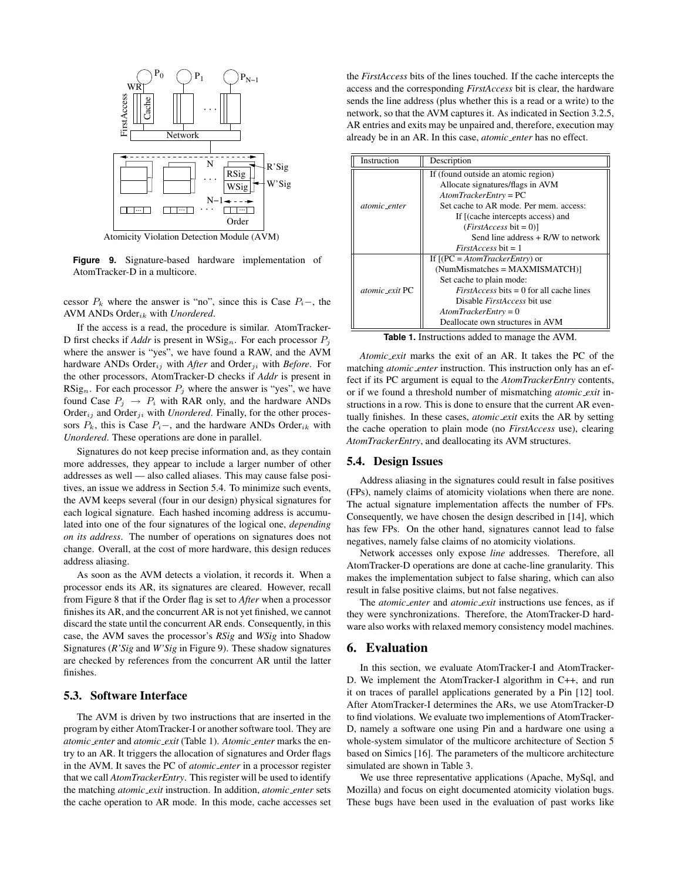Figure 9. Signature-based hardware implementation of AtomTracker-D in a multicore.

cessor $P_k$ where the answer is "no", since this is Case $P_i-$, the AVM ANDs $Order_{ik}$ with *Unordered*.

If the access is a read, the procedure is similar. AtomTracker-D first checks if *Addr* is present in $WSig_n$. For each processor $P_j$ where the answer is "yes", we have found a RAW, and the AVM hardware ANDs $Order_{ij}$ with *After* and $Order_{ji}$ with *Before*. For the other processors, AtomTracker-D checks if *Addr* is present in $RSig_n$. For each processor $P_j$ where the answer is "yes", we have found Case $P_j \rightarrow P_i$ with RAR only, and the hardware ANDs $Order_{ij}$ and $Order_{ji}$ with *Unordered*. Finally, for the other processors $P_k$, this is Case $P_i-$, and the hardware ANDs $Order_{ik}$ with *Unordered*. These operations are done in parallel.

Signatures do not keep precise information and, as they contain more addresses, they appear to include a larger number of other addresses as well — also called aliases. This may cause false positives, an issue we address in Section 5.4. To minimize such events, the AVM keeps several (four in our design) physical signatures for each logical signature. Each hashed incoming address is accumulated into one of the four signatures of the logical one, *depending on its address*. The number of operations on signatures does not change. Overall, at the cost of more hardware, this design reduces address aliasing.

As soon as the AVM detects a violation, it records it. When a processor ends its AR, its signatures are cleared. However, recall from Figure 8 that if the Order flag is set to *After* when a processor finishes its AR, and the concurrent AR is not yet finished, we cannot discard the state until the concurrent AR ends. Consequently, in this case, the AVM saves the processor's *RSig* and *WSig* into Shadow Signatures (*R'Sig* and *W'Sig* in Figure 9). These shadow signatures are checked by references from the concurrent AR until the latter finishes.

### 5.3. Software Interface

The AVM is driven by two instructions that are inserted in the program by either AtomTracker-I or another software tool. They are *atomic_enter* and *atomic_exit* (Table 1). *Atomic_enter* marks the entry to an AR. It triggers the allocation of signatures and Order flags in the AVM. It saves the PC of *atomic_enter* in a processor register that we call *AtomTrackerEntry*. This register will be used to identify the matching *atomic_exit* instruction. In addition, *atomic_enter* sets the cache operation to AR mode. In this mode, cache accesses set the *FirstAccess* bits of the lines touched. If the cache intercepts the access and the corresponding *FirstAccess* bit is clear, the hardware sends the line address (plus whether this is a read or a write) to the network, so that the AVM captures it. As indicated in Section 3.2.5, AR entries and exits may be unpaired and, therefore, execution may already be in an AR. In this case, *atomic_enter* has no effect.

| Instruction | Description |
|---|---|
| *atomic_enter* | If (found outside an atomic region)<br>Allocate signatures/flags in AVM<br>*AtomTrackerEntry* = PC<br>Set cache to AR mode. Per mem. access:<br>If [(cache intercepts access) and (*FirstAccess* bit = 0)]<br>Send line address + R/W to network<br>*FirstAccess* bit = 1 |
| *atomic_exit* PC | If [(PC = *AtomTrackerEntry*) or (NumMismatches = MAXMISMATCH)]<br>Set cache to plain mode:<br>*FirstAccess* bits = 0 for all cache lines<br>Disable *FirstAccess* bit use<br>*AtomTrackerEntry* = 0<br>Deallocate own structures in AVM |

Table 1. Instructions added to manage the AVM.

*Atomic_exit* marks the exit of an AR. It takes the PC of the matching *atomic_enter* instruction. This instruction only has an effect if its PC argument is equal to the *AtomTrackerEntry* contents, or if we found a threshold number of mismatching *atomic_exit* instructions in a row. This is done to ensure that the current AR eventually finishes. In these cases, *atomic_exit* exits the AR by setting the cache operation to plain mode (no *FirstAccess* use), clearing *AtomTrackerEntry*, and deallocating its AVM structures.

### 5.4. Design Issues

Address aliasing in the signatures could result in false positives (FPs), namely claims of atomicity violations when there are none. The actual signature implementation affects the number of FPs. Consequently, we have chosen the design described in [14], which has few FPs. On the other hand, signatures cannot lead to false negatives, namely false claims of no atomicity violations.

Network accesses only expose *line* addresses. Therefore, all AtomTracker-D operations are done at cache-line granularity. This makes the implementation subject to false sharing, which can also result in false positive claims, but not false negatives.

The *atomic_enter* and *atomic_exit* instructions use fences, as if they were synchronizations. Therefore, the AtomTracker-D hardware also works with relaxed memory consistency model machines.

## 6. Evaluation

In this section, we evaluate AtomTracker-I and AtomTracker-D. We implement the AtomTracker-I algorithm in C++, and run it on traces of parallel applications generated by a Pin [12] tool. After AtomTracker-I determines the ARs, we use AtomTracker-D to find violations. We evaluate two implementions of AtomTracker-D, namely a software one using Pin and a hardware one using a whole-system simulator of the multicore architecture of Section 5 based on Simics [16]. The parameters of the multicore architecture simulated are shown in Table 3.

We use three representative applications (Apache, MySql, and Mozilla) and focus on eight documented atomicity violation bugs. These bugs have been used in the evaluation of past works like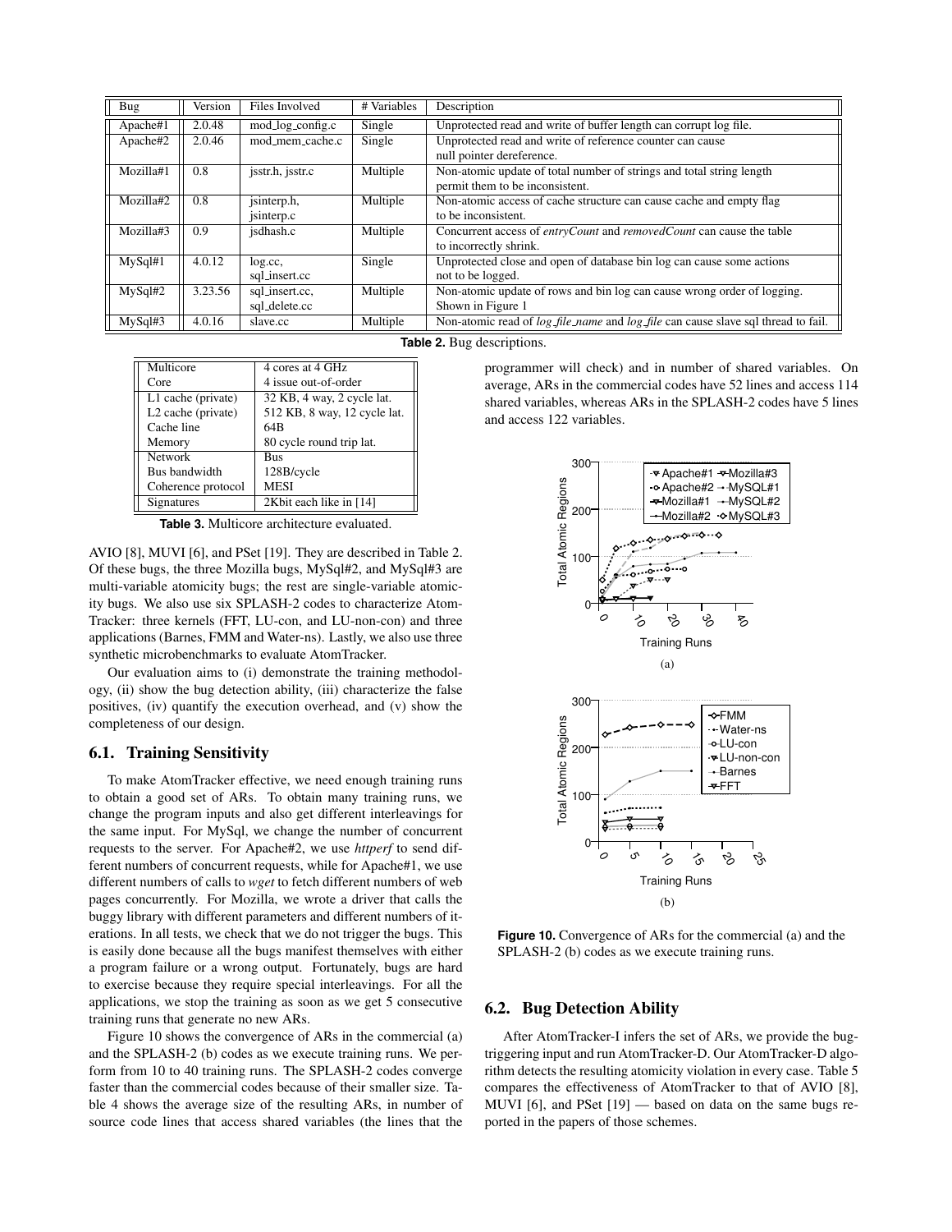| Bug | Version | Files Involved | # Variables | Description |
|---|---|---|---|---|
| Apache#1 | 2.0.48 | mod_log_config.c | Single | Unprotected read and write of buffer length can corrupt log file. |
| Apache#2 | 2.0.46 | mod_mem_cache.c | Single | Unprotected read and write of reference counter can cause null pointer dereference. |
| Mozilla#1 | 0.8 | jsstr.h, jsstr.c | Multiple | Non-atomic update of total number of strings and total string length permit them to be inconsistent. |
| Mozilla#2 | 0.8 | jsinterp.h, jsinterp.c | Multiple | Non-atomic access of cache structure can cause cache and empty flag to be inconsistent. |
| Mozilla#3 | 0.9 | jsdhash.c | Multiple | Concurrent access of *entryCount* and *removedCount* can cause the table to incorrectly shrink. |
| MySql#1 | 4.0.12 | log.cc, sql_insert.cc | Single | Unprotected close and open of database bin log can cause some actions not to be logged. |
| MySql#2 | 3.23.56 | sql_insert.cc, sql_delete.cc | Multiple | Non-atomic update of rows and bin log can cause wrong order of logging. Shown in Figure 1 |
| MySql#3 | 4.0.16 | slave.cc | Multiple | Non-atomic read of *log_file_name* and *log_file* can cause slave sql thread to fail. |

**Table 2.** Bug descriptions.

| Multicore | 4 cores at 4 GHz |
|---|---|
| Core | 4 issue out-of-order |
| L1 cache (private) | 32 KB, 4 way, 2 cycle lat. |
| L2 cache (private) | 512 KB, 8 way, 12 cycle lat. |
| Cache line | 64B |
| Memory | 80 cycle round trip lat. |
| Network | Bus |
| Bus bandwidth | 128B/cycle |
| Coherence protocol | MESI |
| Signatures | 2Kbit each like in [14] |

**Table 3.** Multicore architecture evaluated.

AVIO [8], MUVI [6], and PSet [19]. They are described in Table 2. Of these bugs, the three Mozilla bugs, MySql#2, and MySql#3 are multi-variable atomicity bugs; the rest are single-variable atomicity bugs. We also use six SPLASH-2 codes to characterize AtomTracker: three kernels (FFT, LU-con, and LU-non-con) and three applications (Barnes, FMM and Water-ns). Lastly, we also use three synthetic microbenchmarks to evaluate AtomTracker.

Our evaluation aims to (i) demonstrate the training methodology, (ii) show the bug detection ability, (iii) characterize the false positives, (iv) quantify the execution overhead, and (v) show the completeness of our design.

## 6.1. Training Sensitivity

To make AtomTracker effective, we need enough training runs to obtain a good set of ARs. To obtain many training runs, we change the program inputs and also get different interleavings for the same input. For MySql, we change the number of concurrent requests to the server. For Apache#2, we use *httperf* to send different numbers of concurrent requests, while for Apache#1, we use different numbers of calls to *wget* to fetch different numbers of web pages concurrently. For Mozilla, we wrote a driver that calls the buggy library with different parameters and different numbers of iterations. In all tests, we check that we do not trigger the bugs. This is easily done because all the bugs manifest themselves with either a program failure or a wrong output. Fortunately, bugs are hard to exercise because they require special interleavings. For all the applications, we stop the training as soon as we get 5 consecutive training runs that generate no new ARs.

Figure 10 shows the convergence of ARs in the commercial (a) and the SPLASH-2 (b) codes as we execute training runs. We perform from 10 to 40 training runs. The SPLASH-2 codes converge faster than the commercial codes because of their smaller size. Table 4 shows the average size of the resulting ARs, in number of source code lines that access shared variables (the lines that the programmer will check) and in number of shared variables. On average, ARs in the commercial codes have 52 lines and access 114 shared variables, whereas ARs in the SPLASH-2 codes have 5 lines and access 122 variables.

**Figure 10.** Convergence of ARs for the commercial (a) and the SPLASH-2 (b) codes as we execute training runs.

## 6.2. Bug Detection Ability

After AtomTracker-I infers the set of ARs, we provide the bug-triggering input and run AtomTracker-D. Our AtomTracker-D algorithm detects the resulting atomicity violation in every case. Table 5 compares the effectiveness of AtomTracker to that of AVIO [8], MUVI [6], and PSet [19] — based on data on the same bugs reported in the papers of those schemes.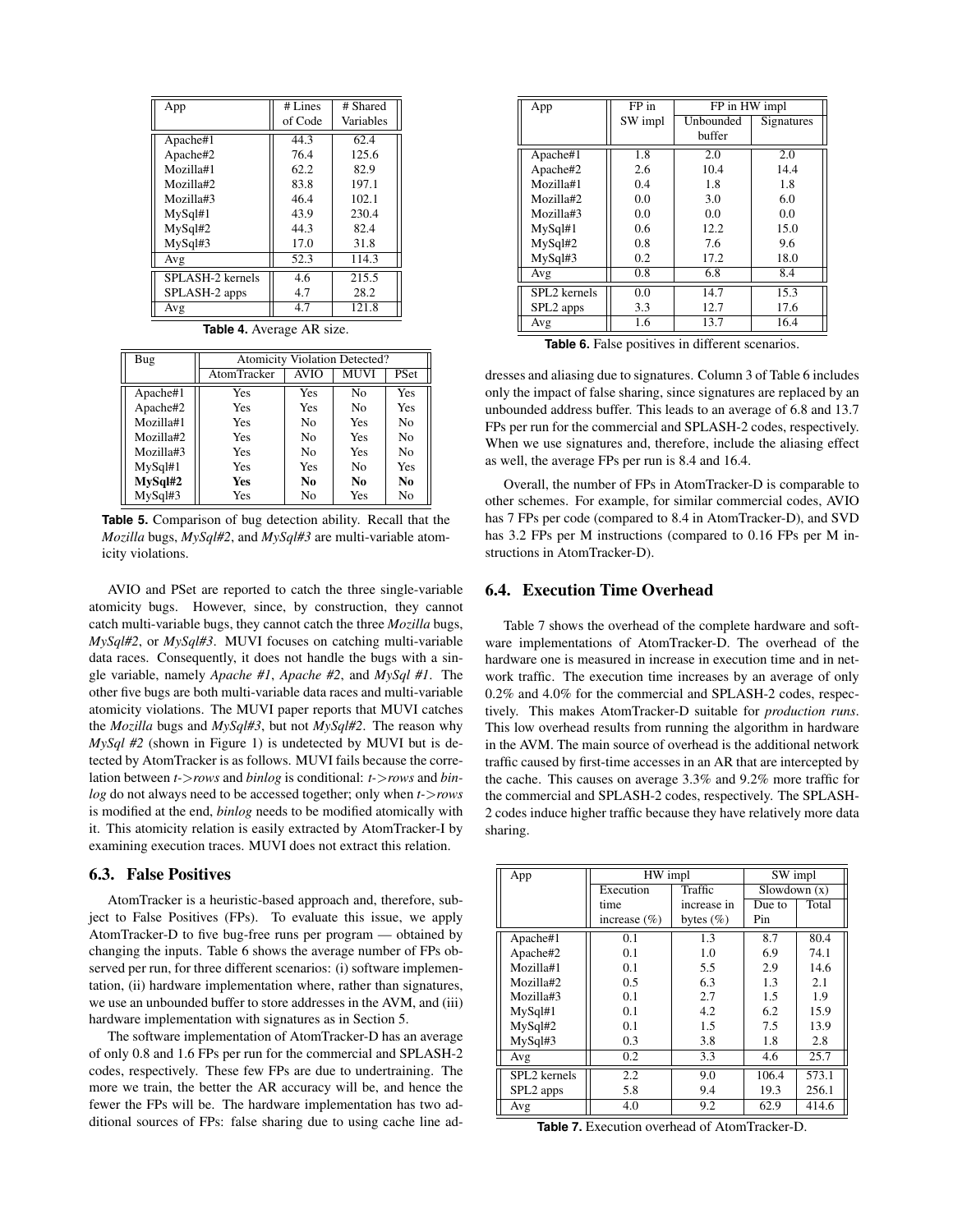| App | # Lines of Code | # Shared Variables |
|---|---|---|
| Apache#1 | 44.3 | 62.4 |
| Apache#2 | 76.4 | 125.6 |
| Mozilla#1 | 62.2 | 82.9 |
| Mozilla#2 | 83.8 | 197.1 |
| Mozilla#3 | 46.4 | 102.1 |
| MySql#1 | 43.9 | 230.4 |
| MySql#2 | 44.3 | 82.4 |
| MySql#3 | 17.0 | 31.8 |
| Avg | 52.3 | 114.3 |
| SPLASH-2 kernels | 4.6 | 215.5 |
| SPLASH-2 apps | 4.7 | 28.2 |
| Avg | 4.7 | 121.8 |

**Table 4.** Average AR size.

| Bug | Atomicity Violation Detected? | | | |
|---|---|---|---|---|
| | AtomTracker | AVIO | MUVI | PSet |
| Apache#1 | Yes | Yes | No | Yes |
| Apache#2 | Yes | Yes | No | Yes |
| Mozilla#1 | Yes | No | Yes | No |
| Mozilla#2 | Yes | No | Yes | No |
| Mozilla#3 | Yes | No | Yes | No |
| MySql#1 | Yes | Yes | No | Yes |
| **MySql#2** | **Yes** | **No** | **No** | **No** |
| MySql#3 | Yes | No | Yes | No |

**Table 5.** Comparison of bug detection ability. Recall that the *Mozilla* bugs, *MySql#2*, and *MySql#3* are multi-variable atomicity violations.

AVIO and PSet are reported to catch the three single-variable atomicity bugs. However, since, by construction, they cannot catch multi-variable bugs, they cannot catch the three *Mozilla* bugs, *MySql#2*, or *MySql#3*. MUVI focuses on catching multi-variable data races. Consequently, it does not handle the bugs with a single variable, namely *Apache #1*, *Apache #2*, and *MySql #1*. The other five bugs are both multi-variable data races and multi-variable atomicity violations. The MUVI paper reports that MUVI catches the *Mozilla* bugs and *MySql#3*, but not *MySql#2*. The reason why *MySql #2* (shown in Figure 1) is undetected by MUVI but is detected by AtomTracker is as follows. MUVI fails because the correlation between *t->rows* and *binlog* is conditional: *t->rows* and *binlog* do not always need to be accessed together; only when *t->rows* is modified at the end, *binlog* needs to be modified atomically with it. This atomicity relation is easily extracted by AtomTracker-I by examining execution traces. MUVI does not extract this relation.

### 6.3. False Positives

AtomTracker is a heuristic-based approach and, therefore, subject to False Positives (FPs). To evaluate this issue, we apply AtomTracker-D to five bug-free runs per program — obtained by changing the inputs. Table 6 shows the average number of FPs observed per run, for three different scenarios: (i) software implementation, (ii) hardware implementation where, rather than signatures, we use an unbounded buffer to store addresses in the AVM, and (iii) hardware implementation with signatures as in Section 5.

The software implementation of AtomTracker-D has an average of only 0.8 and 1.6 FPs per run for the commercial and SPLASH-2 codes, respectively. These few FPs are due to undertraining. The more we train, the better the AR accuracy will be, and hence the fewer the FPs will be. The hardware implementation has two additional sources of FPs: false sharing due to using cache line addresses and aliasing due to signatures. Column 3 of Table 6 includes only the impact of false sharing, since signatures are replaced by an unbounded address buffer. This leads to an average of 6.8 and 13.7 FPs per run for the commercial and SPLASH-2 codes, respectively. When we use signatures and, therefore, include the aliasing effect as well, the average FPs per run is 8.4 and 16.4.

| App | FP in SW impl | FP in HW impl | |
|---|---|---|---|
| | | Unbounded buffer | Signatures |
| Apache#1 | 1.8 | 2.0 | 2.0 |
| Apache#2 | 2.6 | 10.4 | 14.4 |
| Mozilla#1 | 0.4 | 1.8 | 1.8 |
| Mozilla#2 | 0.0 | 3.0 | 6.0 |
| Mozilla#3 | 0.0 | 0.0 | 0.0 |
| MySql#1 | 0.6 | 12.2 | 15.0 |
| MySql#2 | 0.8 | 7.6 | 9.6 |
| MySql#3 | 0.2 | 17.2 | 18.0 |
| Avg | 0.8 | 6.8 | 8.4 |
| SPL2 kernels | 0.0 | 14.7 | 15.3 |
| SPL2 apps | 3.3 | 12.7 | 17.6 |
| Avg | 1.6 | 13.7 | 16.4 |

**Table 6.** False positives in different scenarios.

Overall, the number of FPs in AtomTracker-D is comparable to other schemes. For example, for similar commercial codes, AVIO has 7 FPs per code (compared to 8.4 in AtomTracker-D), and SVD has 3.2 FPs per M instructions (compared to 0.16 FPs per M instructions in AtomTracker-D).

### 6.4. Execution Time Overhead

Table 7 shows the overhead of the complete hardware and software implementations of AtomTracker-D. The overhead of the hardware one is measured in increase in execution time and in network traffic. The execution time increases by an average of only 0.2% and 4.0% for the commercial and SPLASH-2 codes, respectively. This makes AtomTracker-D suitable for *production runs*. This low overhead results from running the algorithm in hardware in the AVM. The main source of overhead is the additional network traffic caused by first-time accesses in an AR that are intercepted by the cache. This causes on average 3.3% and 9.2% more traffic for the commercial and SPLASH-2 codes, respectively. The SPLASH-2 codes induce higher traffic because they have relatively more data sharing.

| App | HW impl | | SW impl | |
|---|---|---|---|---|
| | Execution time increase (%) | Traffic increase in bytes (%) | Slowdown (x) | |
| | | | Due to Pin | Total |
| Apache#1 | 0.1 | 1.3 | 8.7 | 80.4 |
| Apache#2 | 0.1 | 1.0 | 6.9 | 74.1 |
| Mozilla#1 | 0.1 | 5.5 | 2.9 | 14.6 |
| Mozilla#2 | 0.5 | 6.3 | 1.3 | 2.1 |
| Mozilla#3 | 0.1 | 2.7 | 1.5 | 1.9 |
| MySql#1 | 0.1 | 4.2 | 6.2 | 15.9 |
| MySql#2 | 0.1 | 1.5 | 7.5 | 13.9 |
| MySql#3 | 0.3 | 3.8 | 1.8 | 2.8 |
| Avg | 0.2 | 3.3 | 4.6 | 25.7 |
| SPL2 kernels | 2.2 | 9.0 | 106.4 | 573.1 |
| SPL2 apps | 5.8 | 9.4 | 19.3 | 256.1 |
| Avg | 4.0 | 9.2 | 62.9 | 414.6 |

**Table 7.** Execution overhead of AtomTracker-D.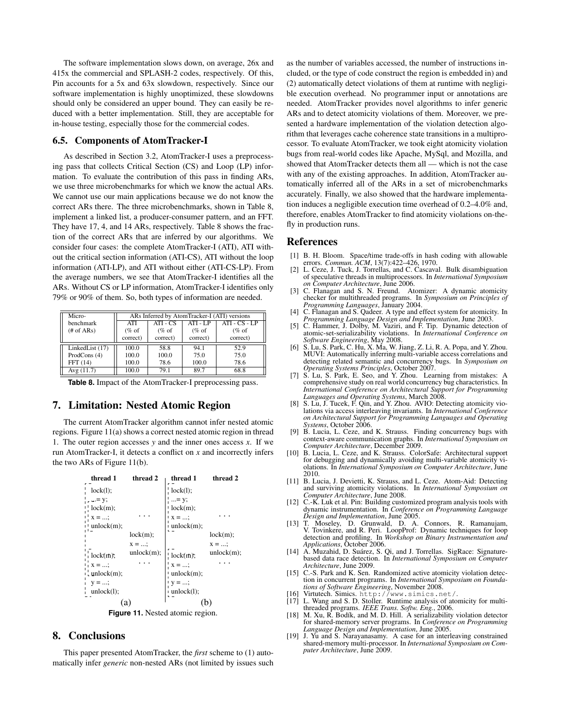The software implementation slows down, on average, 26x and 415x the commercial and SPLASH-2 codes, respectively. Of this, Pin accounts for a 5x and 63x slowdown, respectively. Since our software implementation is highly unoptimized, these slowdowns should only be considered an upper bound. They can easily be reduced with a better implementation. Still, they are acceptable for in-house testing, especially those for the commercial codes.

### 6.5. Components of AtomTracker-I

As described in Section 3.2, AtomTracker-I uses a preprocessing pass that collects Critical Section (CS) and Loop (LP) information. To evaluate the contribution of this pass in finding ARs, we use three microbenchmarks for which we know the actual ARs. We cannot use our main applications because we do not know the correct ARs there. The three microbenchmarks, shown in Table 8, implement a linked list, a producer-consumer pattern, and an FFT. They have 17, 4, and 14 ARs, respectively. Table 8 shows the fraction of the correct ARs that are inferred by our algorithms. We consider four cases: the complete AtomTracker-I (ATI), ATI without the critical section information (ATI-CS), ATI without the loop information (ATI-LP), and ATI without either (ATI-CS-LP). From the average numbers, we see that AtomTracker-I identifies all the ARs. Without CS or LP information, AtomTracker-I identifies only 79% or 90% of them. So, both types of information are needed.

| Micro-benchmark (# of ARs) | ARs Inferred by AtomTracker-I (ATI) versions | | | |
|---|---|---|---|---|
| | ATI (% of correct) | ATI - CS (% of correct) | ATI - LP (% of correct) | ATI - CS - LP (% of correct) |
| LinkedList (17) | 100.0 | 58.8 | 94.1 | 52.9 |
| ProdCons (4) | 100.0 | 100.0 | 75.0 | 75.0 |
| FFT (14) | 100.0 | 78.6 | 100.0 | 78.6 |
| Avg (11.7) | 100.0 | 79.1 | 89.7 | 68.8 |

**Table 8.** Impact of the AtomTracker-I preprocessing pass.

## 7. Limitation: Nested Atomic Region

The current AtomTracker algorithm cannot infer nested atomic regions. Figure 11(a) shows a correct nested atomic region in thread 1. The outer region accesses *y* and the inner ones access *x*. If we run AtomTracker-I, it detects a conflict on *x* and incorrectly infers the two ARs of Figure 11(b).

thread 1
lock(l);
...= y;
lock(m);
x = ...;
unlock(m);
lock(m);
x = ...;
unlock(m);
y = ...;
unlock(l);

thread 2
. . .
lock(m);
x = ...;
unlock(m);
. . .

(a)

thread 1
lock(l);
...= y;
lock(m);
x = ...;
unlock(m);
lock(m);
x = ...;
unlock(m);
y = ...;
unlock(l);

thread 2
. . .
lock(m);
x = ...;
unlock(m);
. . .

(b)

**Figure 11.** Nested atomic region.

## 8. Conclusions

This paper presented AtomTracker, the *first* scheme to (1) automatically infer *generic* non-nested ARs (not limited by issues such as the number of variables accessed, the number of instructions included, or the type of code construct the region is embedded in) and (2) automatically detect violations of them at runtime with negligible execution overhead. No programmer input or annotations are needed. AtomTracker provides novel algorithms to infer generic ARs and to detect atomicity violations of them. Moreover, we presented a hardware implementation of the violation detection algorithm that leverages cache coherence state transitions in a multiprocessor. To evaluate AtomTracker, we took eight atomicity violation bugs from real-world codes like Apache, MySql, and Mozilla, and showed that AtomTracker detects them all — which is not the case with any of the existing approaches. In addition, AtomTracker automatically inferred all of the ARs in a set of microbenchmarks accurately. Finally, we also showed that the hardware implementation induces a negligible execution time overhead of 0.2–4.0% and, therefore, enables AtomTracker to find atomicity violations on-the-fly in production runs.

## References

[1] B. H. Bloom. Space/time trade-offs in hash coding with allowable errors. *Commun. ACM*, 13(7):422–426, 1970.

[2] L. Ceze, J. Tuck, J. Torrellas, and C. Cascaval. Bulk disambiguation of speculative threads in multiprocessors. In *International Symposium on Computer Architecture*, June 2006.

[3] C. Flanagan and S. N. Freund. Atomizer: A dynamic atomicity checker for multithreaded programs. In *Symposium on Principles of Programming Languages*, January 2004.

[4] C. Flanagan and S. Qadeer. A type and effect system for atomicity. In *Programming Language Design and Implementation*, June 2003.

[5] C. Hammer, J. Dolby, M. Vaziri, and F. Tip. Dynamic detection of atomic-set-serializability violations. In *International Conference on Software Engineering*, May 2008.

[6] S. Lu, S. Park, C. Hu, X. Ma, W. Jiang, Z. Li, R. A. Popa, and Y. Zhou. MUVI: Automatically inferring multi-variable access correlations and detecting related semantic and concurrency bugs. In *Symposium on Operating Systems Principles*, October 2007.

[7] S. Lu, S. Park, E. Seo, and Y. Zhou. Learning from mistakes: A comprehensive study on real world concurrency bug characteristics. In *International Conference on Architectural Support for Programming Languages and Operating Systems*, March 2008.

[8] S. Lu, J. Tucek, F. Qin, and Y. Zhou. AVIO: Detecting atomicity violations via access interleaving invariants. In *International Conference on Architectural Support for Programming Languages and Operating Systems*, October 2006.

[9] B. Lucia, L. Ceze, and K. Strauss. Finding concurrency bugs with context-aware communication graphs. In *International Symposium on Computer Architecture*, December 2009.

[10] B. Lucia, L. Ceze, and K. Strauss. ColorSafe: Architectural support for debugging and dynamically avoiding multi-variable atomicity violations. In *International Symposium on Computer Architecture*, June 2010.

[11] B. Lucia, J. Devietti, K. Strauss, and L. Ceze. Atom-Aid: Detecting and surviving atomicity violations. In *International Symposium on Computer Architecture*, June 2008.

[12] C.-K. Luk et al. Pin: Building customized program analysis tools with dynamic instrumentation. In *Conference on Programming Language Design and Implementation*, June 2005.

[13] T. Moseley, D. Grunwald, D. A. Connors, R. Ramanujam, V. Tovinkere, and R. Peri. LoopProf: Dynamic techniques for loop detection and profiling. In *Workshop on Binary Instrumentation and Applications*, October 2006.

[14] A. Muzahid, D. Suárez, S. Qi, and J. Torrellas. SigRace: Signature-based data race detection. In *International Symposium on Computer Architecture*, June 2009.

[15] C.-S. Park and K. Sen. Randomized active atomicity violation detection in concurrent programs. In *International Symposium on Foundations of Software Engineering*, November 2008.

[16] Virtutech. Simics. http://www.simics.net/.

[17] L. Wang and S. D. Stoller. Runtime analysis of atomicity for multi-threaded programs. *IEEE Trans. Softw. Eng.*, 2006.

[18] M. Xu, R. Bodík, and M. D. Hill. A serializability violation detector for shared-memory server programs. In *Conference on Programming Language Design and Implementation*, June 2005.

[19] J. Yu and S. Narayanasamy. A case for an interleaving constrained shared-memory multi-processor. In *International Symposium on Computer Architecture*, June 2009.